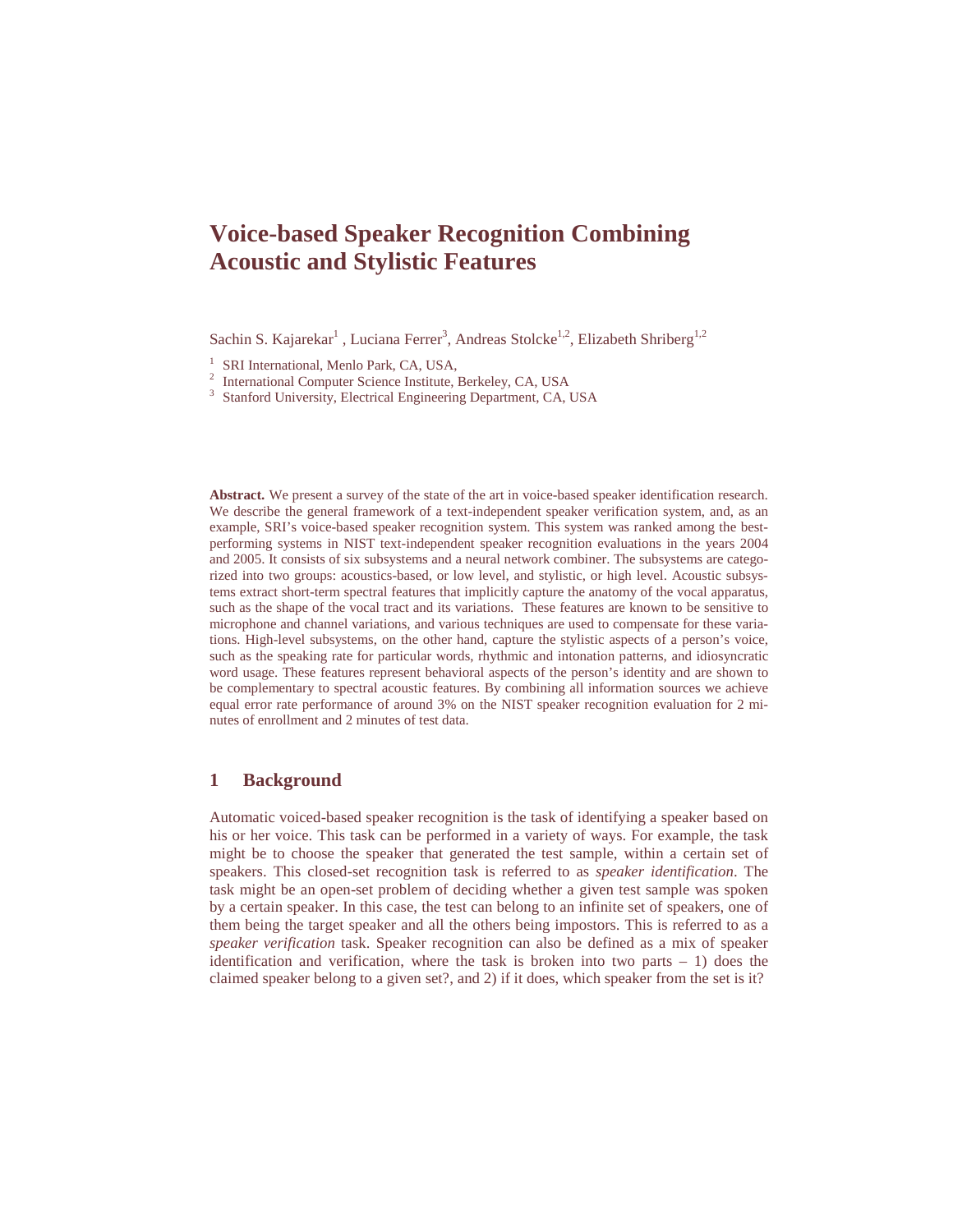# Voice-based Speaker Recognition Combining Acoustic and Stylistic Features

Sachin S. Kajarekar[1] , Luciana Ferrer[3], Andreas Stolcke[1,2], Elizabeth Shriberg[1,2]

[1] SRI International, Menlo Park, CA, USA,
[2] International Computer Science Institute, Berkeley, CA, USA
[3] Stanford University, Electrical Engineering Department, CA, USA

**Abstract.** We present a survey of the state of the art in voice-based speaker identification research. We describe the general framework of a text-independent speaker verification system, and, as an example, SRI's voice-based speaker recognition system. This system was ranked among the best-performing systems in NIST text-independent speaker recognition evaluations in the years 2004 and 2005. It consists of six subsystems and a neural network combiner. The subsystems are categorized into two groups: acoustics-based, or low level, and stylistic, or high level. Acoustic subsystems extract short-term spectral features that implicitly capture the anatomy of the vocal apparatus, such as the shape of the vocal tract and its variations. These features are known to be sensitive to microphone and channel variations, and various techniques are used to compensate for these variations. High-level subsystems, on the other hand, capture the stylistic aspects of a person's voice, such as the speaking rate for particular words, rhythmic and intonation patterns, and idiosyncratic word usage. These features represent behavioral aspects of the person's identity and are shown to be complementary to spectral acoustic features. By combining all information sources we achieve equal error rate performance of around 3% on the NIST speaker recognition evaluation for 2 minutes of enrollment and 2 minutes of test data.

## 1 Background

Automatic voiced-based speaker recognition is the task of identifying a speaker based on his or her voice. This task can be performed in a variety of ways. For example, the task might be to choose the speaker that generated the test sample, within a certain set of speakers. This closed-set recognition task is referred to as *speaker identification*. The task might be an open-set problem of deciding whether a given test sample was spoken by a certain speaker. In this case, the test can belong to an infinite set of speakers, one of them being the target speaker and all the others being impostors. This is referred to as a *speaker verification* task. Speaker recognition can also be defined as a mix of speaker identification and verification, where the task is broken into two parts – 1) does the claimed speaker belong to a given set?, and 2) if it does, which speaker from the set is it?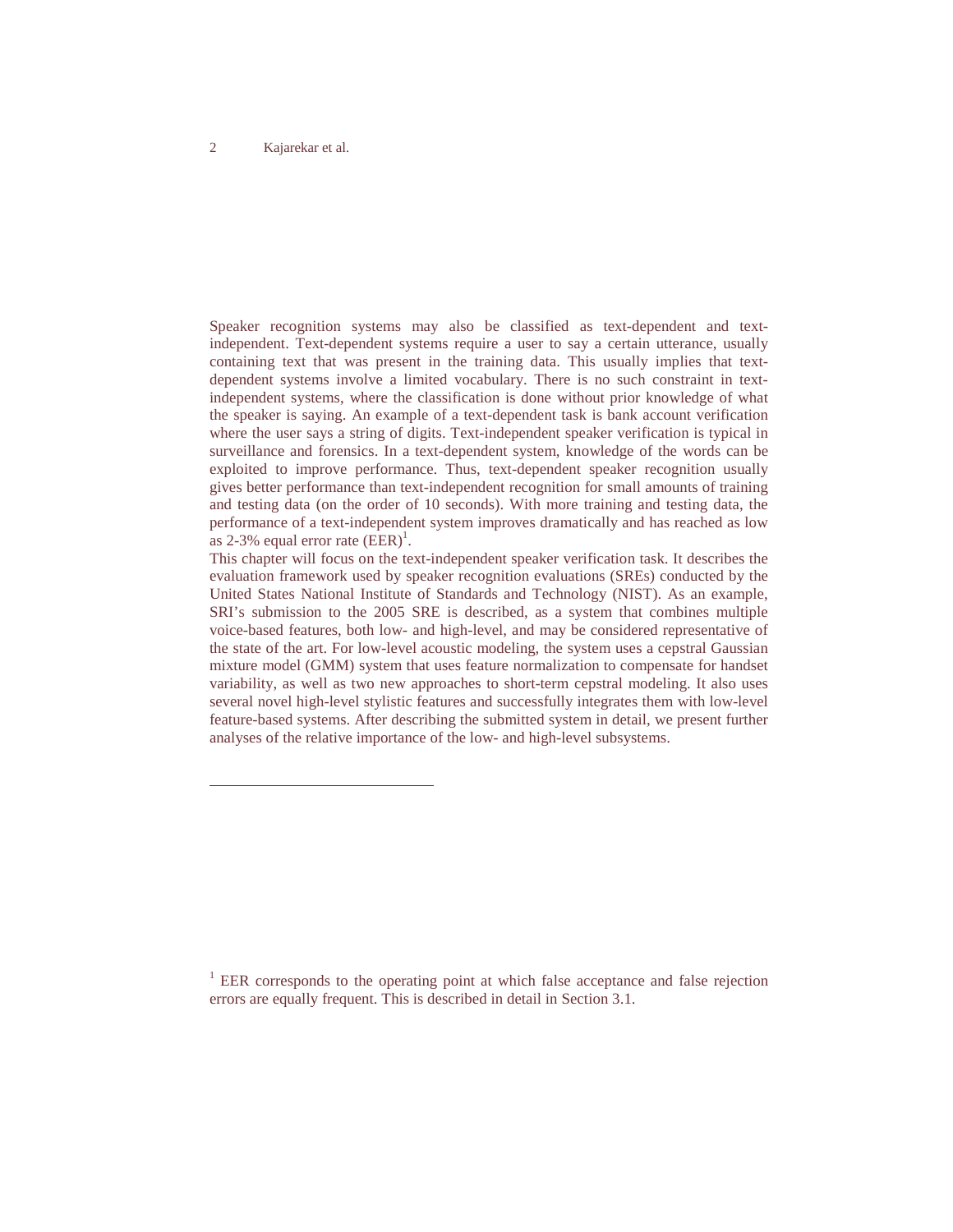Speaker recognition systems may also be classified as text-dependent and text-independent. Text-dependent systems require a user to say a certain utterance, usually containing text that was present in the training data. This usually implies that text-dependent systems involve a limited vocabulary. There is no such constraint in text-independent systems, where the classification is done without prior knowledge of what the speaker is saying. An example of a text-dependent task is bank account verification where the user says a string of digits. Text-independent speaker verification is typical in surveillance and forensics. In a text-dependent system, knowledge of the words can be exploited to improve performance. Thus, text-dependent speaker recognition usually gives better performance than text-independent recognition for small amounts of training and testing data (on the order of 10 seconds). With more training and testing data, the performance of a text-independent system improves dramatically and has reached as low as 2-3% equal error rate (EER)[1].

This chapter will focus on the text-independent speaker verification task. It describes the evaluation framework used by speaker recognition evaluations (SREs) conducted by the United States National Institute of Standards and Technology (NIST). As an example, SRI's submission to the 2005 SRE is described, as a system that combines multiple voice-based features, both low- and high-level, and may be considered representative of the state of the art. For low-level acoustic modeling, the system uses a cepstral Gaussian mixture model (GMM) system that uses feature normalization to compensate for handset variability, as well as two new approaches to short-term cepstral modeling. It also uses several novel high-level stylistic features and successfully integrates them with low-level feature-based systems. After describing the submitted system in detail, we present further analyses of the relative importance of the low- and high-level subsystems.

---

[1] EER corresponds to the operating point at which false acceptance and false rejection errors are equally frequent. This is described in detail in Section 3.1.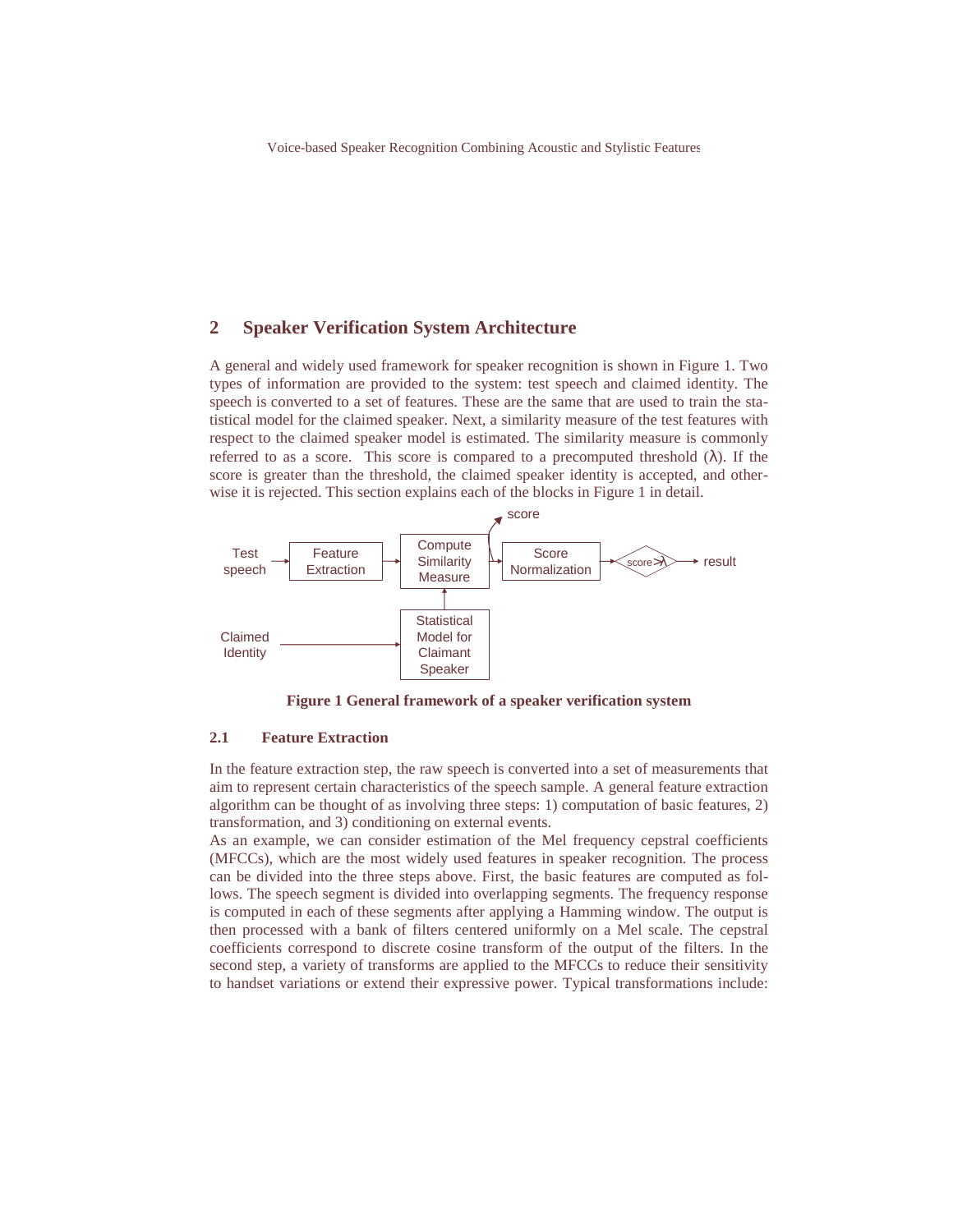## 2 Speaker Verification System Architecture

A general and widely used framework for speaker recognition is shown in Figure 1. Two types of information are provided to the system: test speech and claimed identity. The speech is converted to a set of features. These are the same that are used to train the statistical model for the claimed speaker. Next, a similarity measure of the test features with respect to the claimed speaker model is estimated. The similarity measure is commonly referred to as a score. This score is compared to a precomputed threshold (λ). If the score is greater than the threshold, the claimed speaker identity is accepted, and otherwise it is rejected. This section explains each of the blocks in Figure 1 in detail.

**Figure 1 General framework of a speaker verification system**

### 2.1 Feature Extraction

In the feature extraction step, the raw speech is converted into a set of measurements that aim to represent certain characteristics of the speech sample. A general feature extraction algorithm can be thought of as involving three steps: 1) computation of basic features, 2) transformation, and 3) conditioning on external events.

As an example, we can consider estimation of the Mel frequency cepstral coefficients (MFCCs), which are the most widely used features in speaker recognition. The process can be divided into the three steps above. First, the basic features are computed as follows. The speech segment is divided into overlapping segments. The frequency response is computed in each of these segments after applying a Hamming window. The output is then processed with a bank of filters centered uniformly on a Mel scale. The cepstral coefficients correspond to discrete cosine transform of the output of the filters. In the second step, a variety of transforms are applied to the MFCCs to reduce their sensitivity to handset variations or extend their expressive power. Typical transformations include: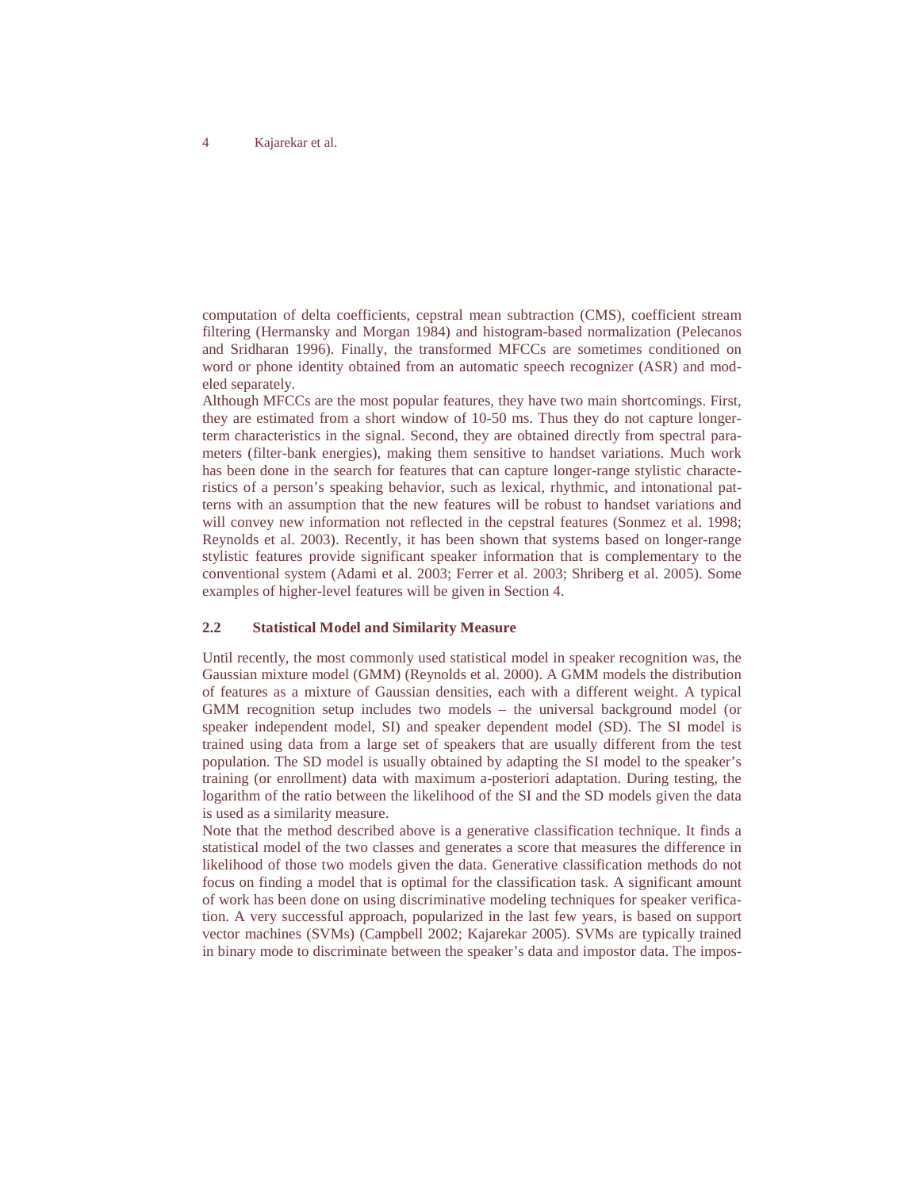computation of delta coefficients, cepstral mean subtraction (CMS), coefficient stream filtering (Hermansky and Morgan 1984) and histogram-based normalization (Pelecanos and Sridharan 1996). Finally, the transformed MFCCs are sometimes conditioned on word or phone identity obtained from an automatic speech recognizer (ASR) and modeled separately.

Although MFCCs are the most popular features, they have two main shortcomings. First, they are estimated from a short window of 10-50 ms. Thus they do not capture longer-term characteristics in the signal. Second, they are obtained directly from spectral parameters (filter-bank energies), making them sensitive to handset variations. Much work has been done in the search for features that can capture longer-range stylistic characteristics of a person's speaking behavior, such as lexical, rhythmic, and intonational patterns with an assumption that the new features will be robust to handset variations and will convey new information not reflected in the cepstral features (Sonmez et al. 1998; Reynolds et al. 2003). Recently, it has been shown that systems based on longer-range stylistic features provide significant speaker information that is complementary to the conventional system (Adami et al. 2003; Ferrer et al. 2003; Shriberg et al. 2005). Some examples of higher-level features will be given in Section 4.

### 2.2 Statistical Model and Similarity Measure

Until recently, the most commonly used statistical model in speaker recognition was, the Gaussian mixture model (GMM) (Reynolds et al. 2000). A GMM models the distribution of features as a mixture of Gaussian densities, each with a different weight. A typical GMM recognition setup includes two models – the universal background model (or speaker independent model, SI) and speaker dependent model (SD). The SI model is trained using data from a large set of speakers that are usually different from the test population. The SD model is usually obtained by adapting the SI model to the speaker's training (or enrollment) data with maximum a-posteriori adaptation. During testing, the logarithm of the ratio between the likelihood of the SI and the SD models given the data is used as a similarity measure.

Note that the method described above is a generative classification technique. It finds a statistical model of the two classes and generates a score that measures the difference in likelihood of those two models given the data. Generative classification methods do not focus on finding a model that is optimal for the classification task. A significant amount of work has been done on using discriminative modeling techniques for speaker verification. A very successful approach, popularized in the last few years, is based on support vector machines (SVMs) (Campbell 2002; Kajarekar 2005). SVMs are typically trained in binary mode to discriminate between the speaker's data and impostor data. The impos-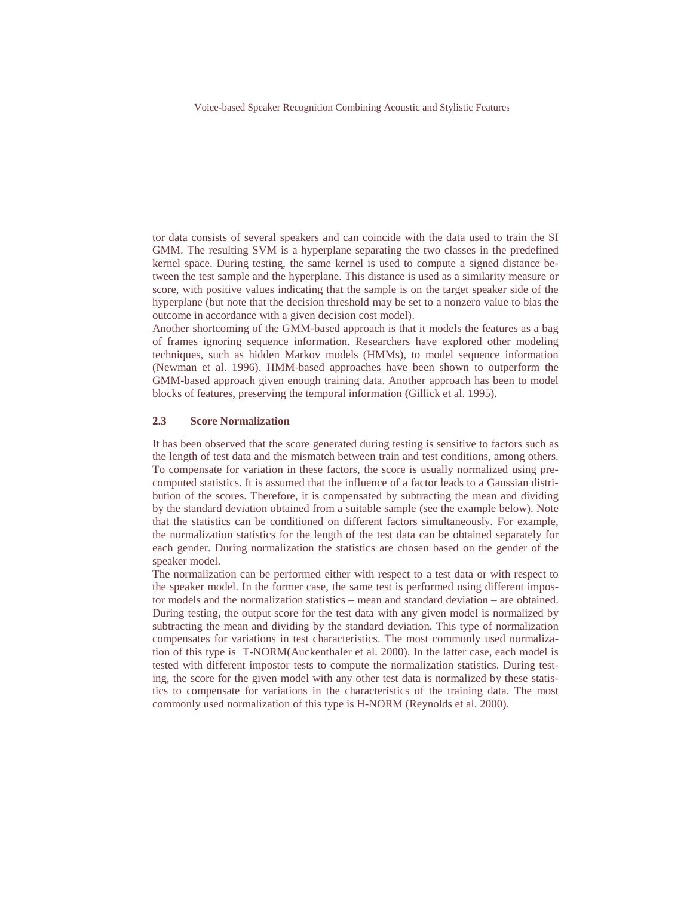tor data consists of several speakers and can coincide with the data used to train the SI GMM. The resulting SVM is a hyperplane separating the two classes in the predefined kernel space. During testing, the same kernel is used to compute a signed distance between the test sample and the hyperplane. This distance is used as a similarity measure or score, with positive values indicating that the sample is on the target speaker side of the hyperplane (but note that the decision threshold may be set to a nonzero value to bias the outcome in accordance with a given decision cost model).

Another shortcoming of the GMM-based approach is that it models the features as a bag of frames ignoring sequence information. Researchers have explored other modeling techniques, such as hidden Markov models (HMMs), to model sequence information (Newman et al. 1996). HMM-based approaches have been shown to outperform the GMM-based approach given enough training data. Another approach has been to model blocks of features, preserving the temporal information (Gillick et al. 1995).

### 2.3 Score Normalization

It has been observed that the score generated during testing is sensitive to factors such as the length of test data and the mismatch between train and test conditions, among others. To compensate for variation in these factors, the score is usually normalized using precomputed statistics. It is assumed that the influence of a factor leads to a Gaussian distribution of the scores. Therefore, it is compensated by subtracting the mean and dividing by the standard deviation obtained from a suitable sample (see the example below). Note that the statistics can be conditioned on different factors simultaneously. For example, the normalization statistics for the length of the test data can be obtained separately for each gender. During normalization the statistics are chosen based on the gender of the speaker model.

The normalization can be performed either with respect to a test data or with respect to the speaker model. In the former case, the same test is performed using different impostor models and the normalization statistics – mean and standard deviation – are obtained. During testing, the output score for the test data with any given model is normalized by subtracting the mean and dividing by the standard deviation. This type of normalization compensates for variations in test characteristics. The most commonly used normalization of this type is T-NORM(Auckenthaler et al. 2000). In the latter case, each model is tested with different impostor tests to compute the normalization statistics. During testing, the score for the given model with any other test data is normalized by these statistics to compensate for variations in the characteristics of the training data. The most commonly used normalization of this type is H-NORM (Reynolds et al. 2000).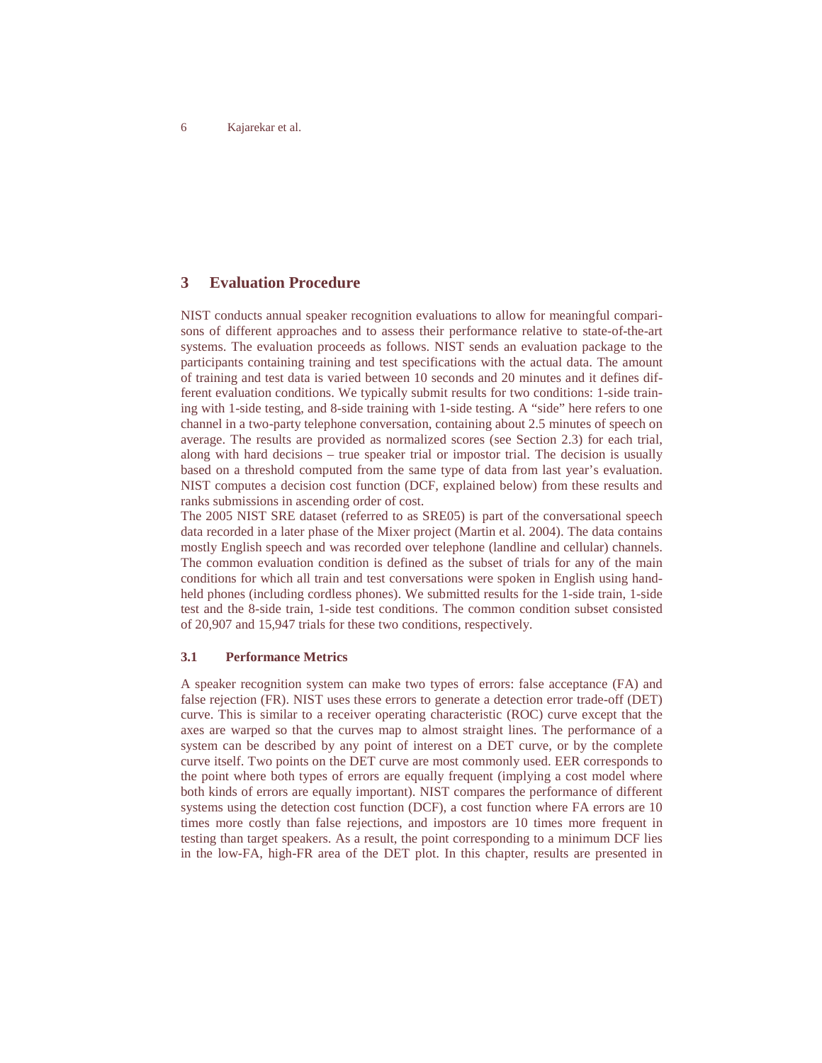## 3 Evaluation Procedure

NIST conducts annual speaker recognition evaluations to allow for meaningful comparisons of different approaches and to assess their performance relative to state-of-the-art systems. The evaluation proceeds as follows. NIST sends an evaluation package to the participants containing training and test specifications with the actual data. The amount of training and test data is varied between 10 seconds and 20 minutes and it defines different evaluation conditions. We typically submit results for two conditions: 1-side training with 1-side testing, and 8-side training with 1-side testing. A "side" here refers to one channel in a two-party telephone conversation, containing about 2.5 minutes of speech on average. The results are provided as normalized scores (see Section 2.3) for each trial, along with hard decisions – true speaker trial or impostor trial. The decision is usually based on a threshold computed from the same type of data from last year's evaluation. NIST computes a decision cost function (DCF, explained below) from these results and ranks submissions in ascending order of cost.

The 2005 NIST SRE dataset (referred to as SRE05) is part of the conversational speech data recorded in a later phase of the Mixer project (Martin et al. 2004). The data contains mostly English speech and was recorded over telephone (landline and cellular) channels. The common evaluation condition is defined as the subset of trials for any of the main conditions for which all train and test conversations were spoken in English using handheld phones (including cordless phones). We submitted results for the 1-side train, 1-side test and the 8-side train, 1-side test conditions. The common condition subset consisted of 20,907 and 15,947 trials for these two conditions, respectively.

### 3.1 Performance Metrics

A speaker recognition system can make two types of errors: false acceptance (FA) and false rejection (FR). NIST uses these errors to generate a detection error trade-off (DET) curve. This is similar to a receiver operating characteristic (ROC) curve except that the axes are warped so that the curves map to almost straight lines. The performance of a system can be described by any point of interest on a DET curve, or by the complete curve itself. Two points on the DET curve are most commonly used. EER corresponds to the point where both types of errors are equally frequent (implying a cost model where both kinds of errors are equally important). NIST compares the performance of different systems using the detection cost function (DCF), a cost function where FA errors are 10 times more costly than false rejections, and impostors are 10 times more frequent in testing than target speakers. As a result, the point corresponding to a minimum DCF lies in the low-FA, high-FR area of the DET plot. In this chapter, results are presented in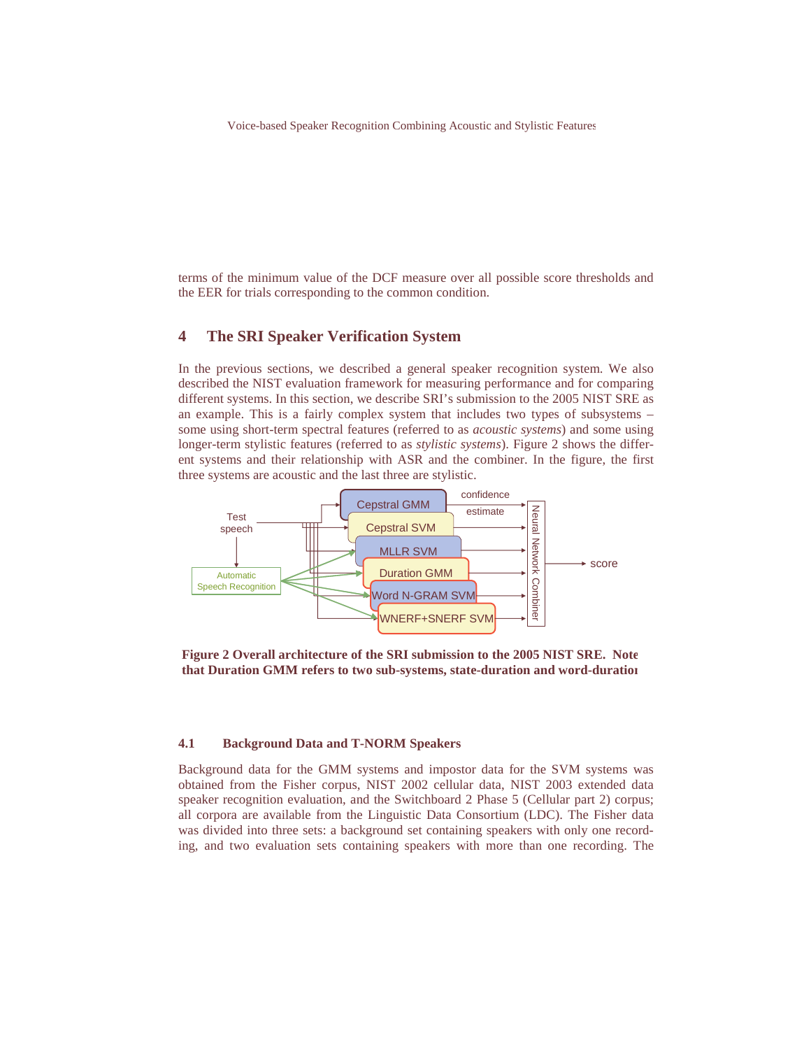terms of the minimum value of the DCF measure over all possible score thresholds and the EER for trials corresponding to the common condition.

## 4 The SRI Speaker Verification System

In the previous sections, we described a general speaker recognition system. We also described the NIST evaluation framework for measuring performance and for comparing different systems. In this section, we describe SRI's submission to the 2005 NIST SRE as an example. This is a fairly complex system that includes two types of subsystems – some using short-term spectral features (referred to as *acoustic systems*) and some using longer-term stylistic features (referred to as *stylistic systems*). Figure 2 shows the different systems and their relationship with ASR and the combiner. In the figure, the first three systems are acoustic and the last three are stylistic.

**Figure 2 Overall architecture of the SRI submission to the 2005 NIST SRE. Note that Duration GMM refers to two sub-systems, state-duration and word-duration**

### 4.1 Background Data and T-NORM Speakers

Background data for the GMM systems and impostor data for the SVM systems was obtained from the Fisher corpus, NIST 2002 cellular data, NIST 2003 extended data speaker recognition evaluation, and the Switchboard 2 Phase 5 (Cellular part 2) corpus; all corpora are available from the Linguistic Data Consortium (LDC). The Fisher data was divided into three sets: a background set containing speakers with only one recording, and two evaluation sets containing speakers with more than one recording. The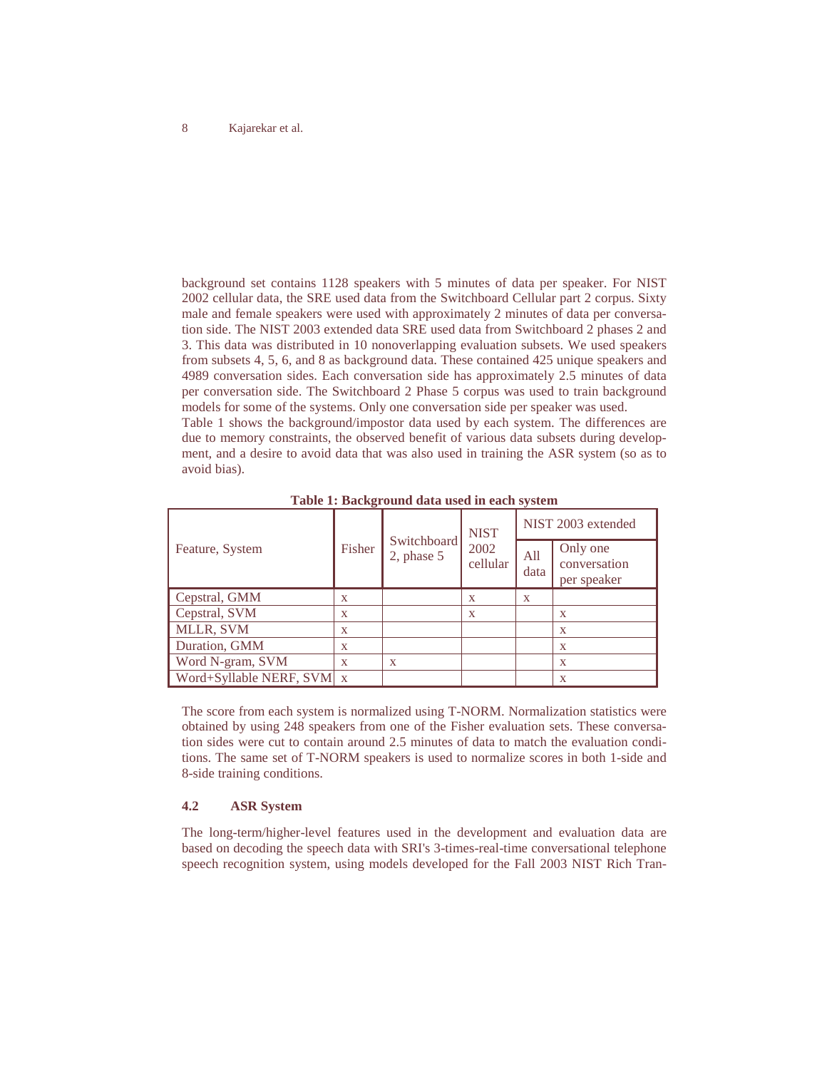background set contains 1128 speakers with 5 minutes of data per speaker. For NIST 2002 cellular data, the SRE used data from the Switchboard Cellular part 2 corpus. Sixty male and female speakers were used with approximately 2 minutes of data per conversation side. The NIST 2003 extended data SRE used data from Switchboard 2 phases 2 and 3. This data was distributed in 10 nonoverlapping evaluation subsets. We used speakers from subsets 4, 5, 6, and 8 as background data. These contained 425 unique speakers and 4989 conversation sides. Each conversation side has approximately 2.5 minutes of data per conversation side. The Switchboard 2 Phase 5 corpus was used to train background models for some of the systems. Only one conversation side per speaker was used.
Table 1 shows the background/impostor data used by each system. The differences are due to memory constraints, the observed benefit of various data subsets during development, and a desire to avoid data that was also used in training the ASR system (so as to avoid bias).

**Table 1: Background data used in each system**

| Feature, System | Fisher | Switchboard 2, phase 5 | NIST 2002 cellular | NIST 2003 extended | |
|---|---|---|---|---|---|
| | | | | All data | Only one conversation per speaker |
| Cepstral, GMM | x | | x | x | |
| Cepstral, SVM | x | | x | | x |
| MLLR, SVM | x | | | | x |
| Duration, GMM | x | | | | x |
| Word N-gram, SVM | x | x | | | x |
| Word+Syllable NERF, SVM | x | | | | x |

The score from each system is normalized using T-NORM. Normalization statistics were obtained by using 248 speakers from one of the Fisher evaluation sets. These conversation sides were cut to contain around 2.5 minutes of data to match the evaluation conditions. The same set of T-NORM speakers is used to normalize scores in both 1-side and 8-side training conditions.

### 4.2 ASR System

The long-term/higher-level features used in the development and evaluation data are based on decoding the speech data with SRI's 3-times-real-time conversational telephone speech recognition system, using models developed for the Fall 2003 NIST Rich Tran-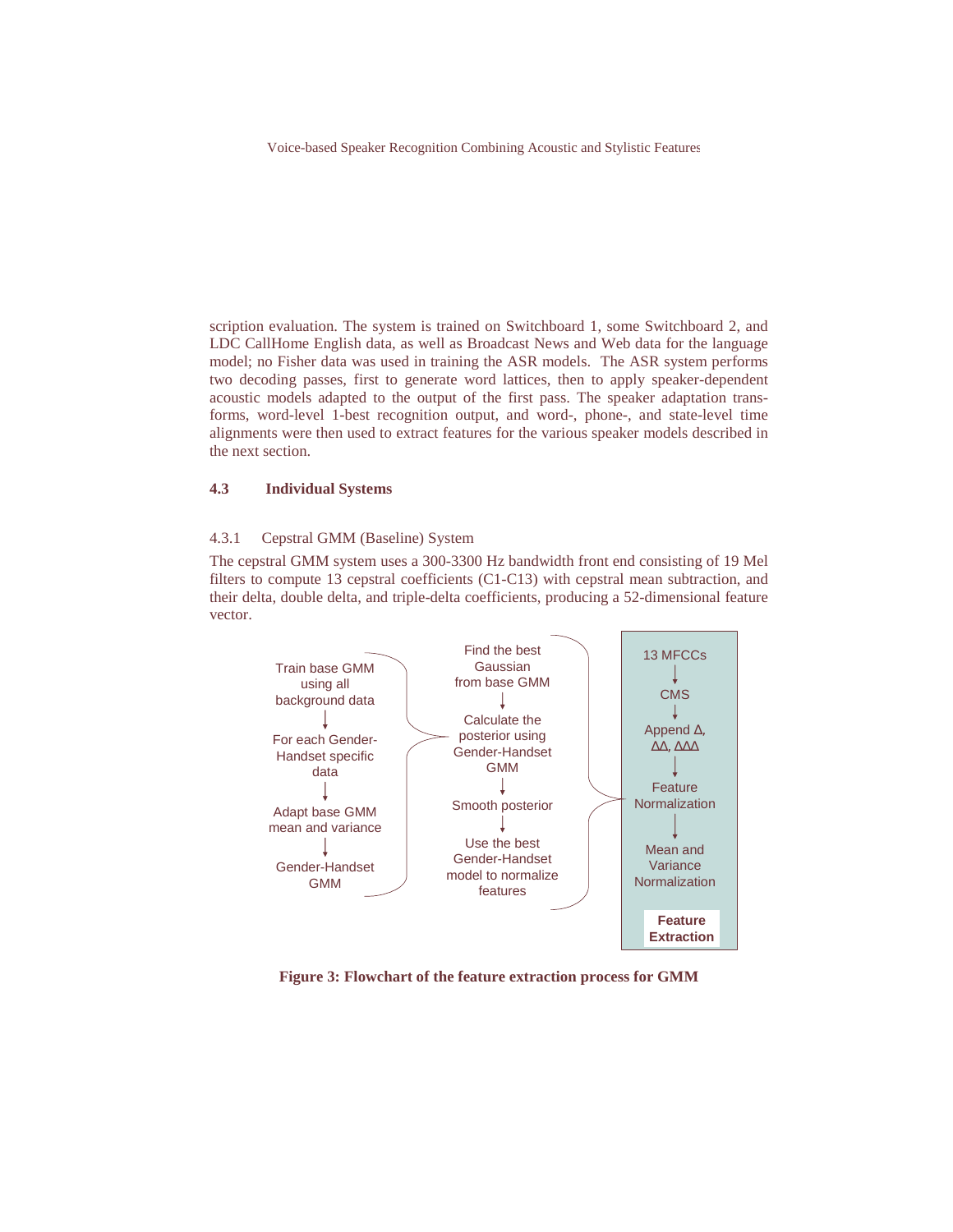scription evaluation. The system is trained on Switchboard 1, some Switchboard 2, and LDC CallHome English data, as well as Broadcast News and Web data for the language model; no Fisher data was used in training the ASR models. The ASR system performs two decoding passes, first to generate word lattices, then to apply speaker-dependent acoustic models adapted to the output of the first pass. The speaker adaptation transforms, word-level 1-best recognition output, and word-, phone-, and state-level time alignments were then used to extract features for the various speaker models described in the next section.

### 4.3 Individual Systems

#### 4.3.1 Cepstral GMM (Baseline) System

The cepstral GMM system uses a 300-3300 Hz bandwidth front end consisting of 19 Mel filters to compute 13 cepstral coefficients (C1-C13) with cepstral mean subtraction, and their delta, double delta, and triple-delta coefficients, producing a 52-dimensional feature vector.

Train base GMM using all background data → For each Gender-Handset specific data → Adapt base GMM mean and variance → Gender-Handset GMM

Find the best Gaussian from base GMM → Calculate the posterior using Gender-Handset GMM → Smooth posterior → Use the best Gender-Handset model to normalize features

13 MFCCs → CMS → Append Δ, ΔΔ, ΔΔΔ → Feature Normalization → Mean and Variance Normalization

**Feature Extraction**

**Figure 3: Flowchart of the feature extraction process for GMM**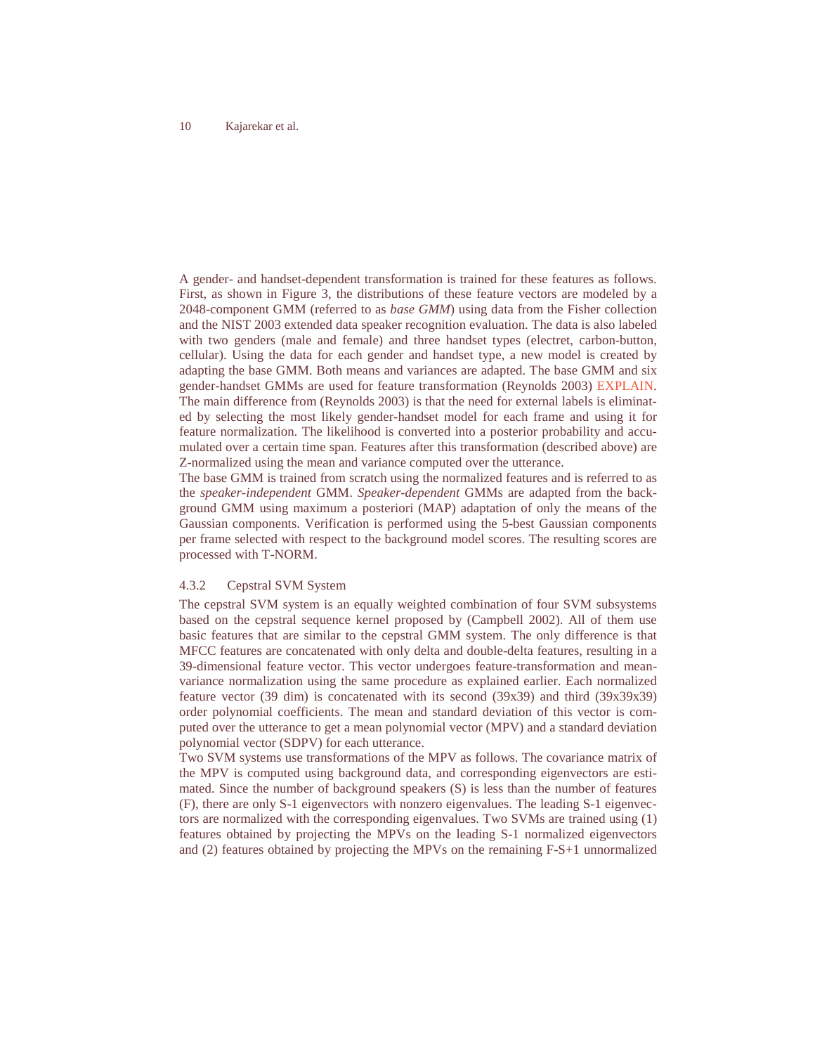A gender- and handset-dependent transformation is trained for these features as follows. First, as shown in Figure 3, the distributions of these feature vectors are modeled by a 2048-component GMM (referred to as *base GMM*) using data from the Fisher collection and the NIST 2003 extended data speaker recognition evaluation. The data is also labeled with two genders (male and female) and three handset types (electret, carbon-button, cellular). Using the data for each gender and handset type, a new model is created by adapting the base GMM. Both means and variances are adapted. The base GMM and six gender-handset GMMs are used for feature transformation (Reynolds 2003) EXPLAIN. The main difference from (Reynolds 2003) is that the need for external labels is eliminated by selecting the most likely gender-handset model for each frame and using it for feature normalization. The likelihood is converted into a posterior probability and accumulated over a certain time span. Features after this transformation (described above) are Z-normalized using the mean and variance computed over the utterance.

The base GMM is trained from scratch using the normalized features and is referred to as the *speaker-independent* GMM. *Speaker-dependent* GMMs are adapted from the background GMM using maximum a posteriori (MAP) adaptation of only the means of the Gaussian components. Verification is performed using the 5-best Gaussian components per frame selected with respect to the background model scores. The resulting scores are processed with T-NORM.

#### 4.3.2 Cepstral SVM System

The cepstral SVM system is an equally weighted combination of four SVM subsystems based on the cepstral sequence kernel proposed by (Campbell 2002). All of them use basic features that are similar to the cepstral GMM system. The only difference is that MFCC features are concatenated with only delta and double-delta features, resulting in a 39-dimensional feature vector. This vector undergoes feature-transformation and mean-variance normalization using the same procedure as explained earlier. Each normalized feature vector (39 dim) is concatenated with its second (39x39) and third (39x39x39) order polynomial coefficients. The mean and standard deviation of this vector is computed over the utterance to get a mean polynomial vector (MPV) and a standard deviation polynomial vector (SDPV) for each utterance.

Two SVM systems use transformations of the MPV as follows. The covariance matrix of the MPV is computed using background data, and corresponding eigenvectors are estimated. Since the number of background speakers (S) is less than the number of features (F), there are only S-1 eigenvectors with nonzero eigenvalues. The leading S-1 eigenvectors are normalized with the corresponding eigenvalues. Two SVMs are trained using (1) features obtained by projecting the MPVs on the leading S-1 normalized eigenvectors and (2) features obtained by projecting the MPVs on the remaining F-S+1 unnormalized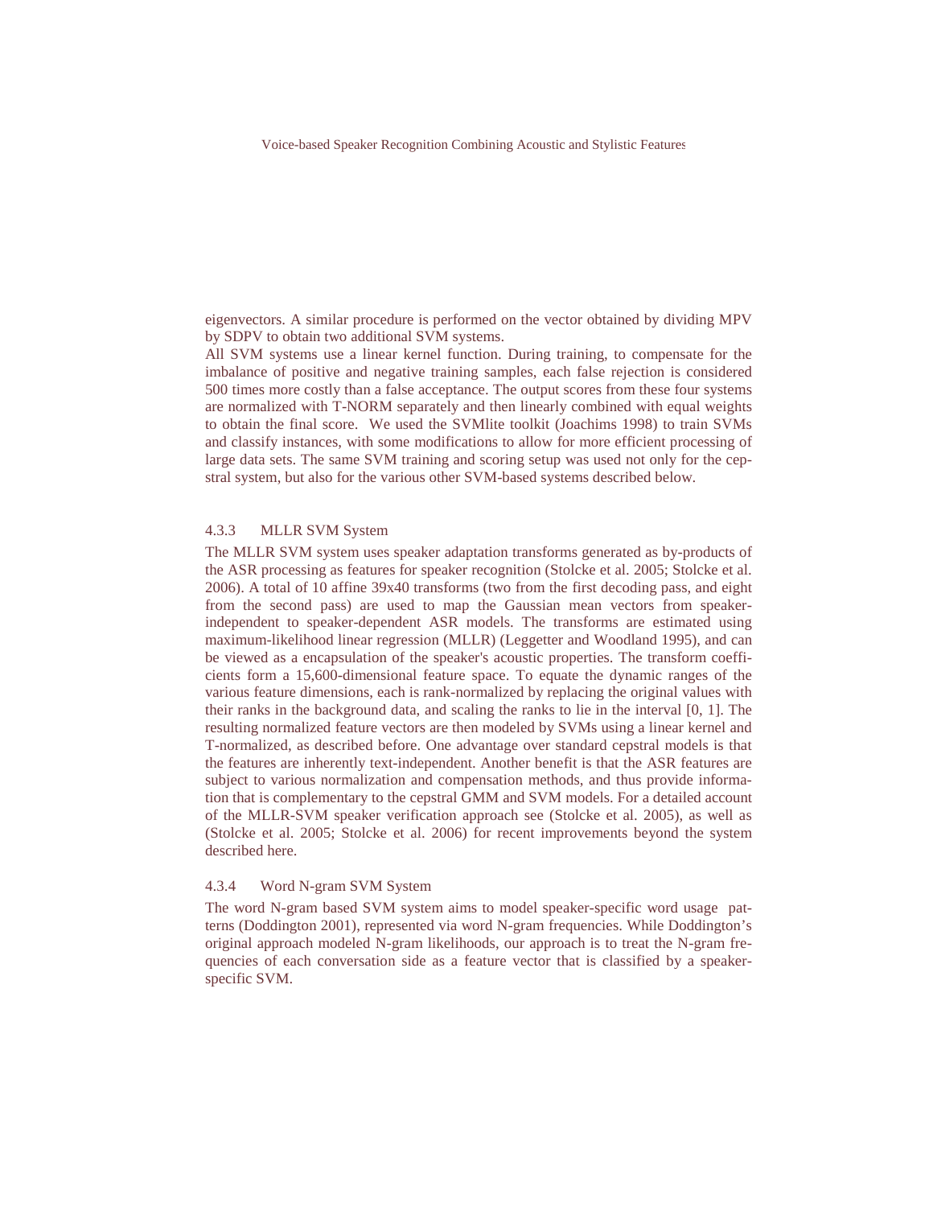eigenvectors. A similar procedure is performed on the vector obtained by dividing MPV by SDPV to obtain two additional SVM systems.

All SVM systems use a linear kernel function. During training, to compensate for the imbalance of positive and negative training samples, each false rejection is considered 500 times more costly than a false acceptance. The output scores from these four systems are normalized with T-NORM separately and then linearly combined with equal weights to obtain the final score. We used the SVMlite toolkit (Joachims 1998) to train SVMs and classify instances, with some modifications to allow for more efficient processing of large data sets. The same SVM training and scoring setup was used not only for the cepstral system, but also for the various other SVM-based systems described below.

### 4.3.3 MLLR SVM System

The MLLR SVM system uses speaker adaptation transforms generated as by-products of the ASR processing as features for speaker recognition (Stolcke et al. 2005; Stolcke et al. 2006). A total of 10 affine 39x40 transforms (two from the first decoding pass, and eight from the second pass) are used to map the Gaussian mean vectors from speaker-independent to speaker-dependent ASR models. The transforms are estimated using maximum-likelihood linear regression (MLLR) (Leggetter and Woodland 1995), and can be viewed as a encapsulation of the speaker's acoustic properties. The transform coefficients form a 15,600-dimensional feature space. To equate the dynamic ranges of the various feature dimensions, each is rank-normalized by replacing the original values with their ranks in the background data, and scaling the ranks to lie in the interval [0, 1]. The resulting normalized feature vectors are then modeled by SVMs using a linear kernel and T-normalized, as described before. One advantage over standard cepstral models is that the features are inherently text-independent. Another benefit is that the ASR features are subject to various normalization and compensation methods, and thus provide information that is complementary to the cepstral GMM and SVM models. For a detailed account of the MLLR-SVM speaker verification approach see (Stolcke et al. 2005), as well as (Stolcke et al. 2005; Stolcke et al. 2006) for recent improvements beyond the system described here.

### 4.3.4 Word N-gram SVM System

The word N-gram based SVM system aims to model speaker-specific word usage patterns (Doddington 2001), represented via word N-gram frequencies. While Doddington's original approach modeled N-gram likelihoods, our approach is to treat the N-gram frequencies of each conversation side as a feature vector that is classified by a speaker-specific SVM.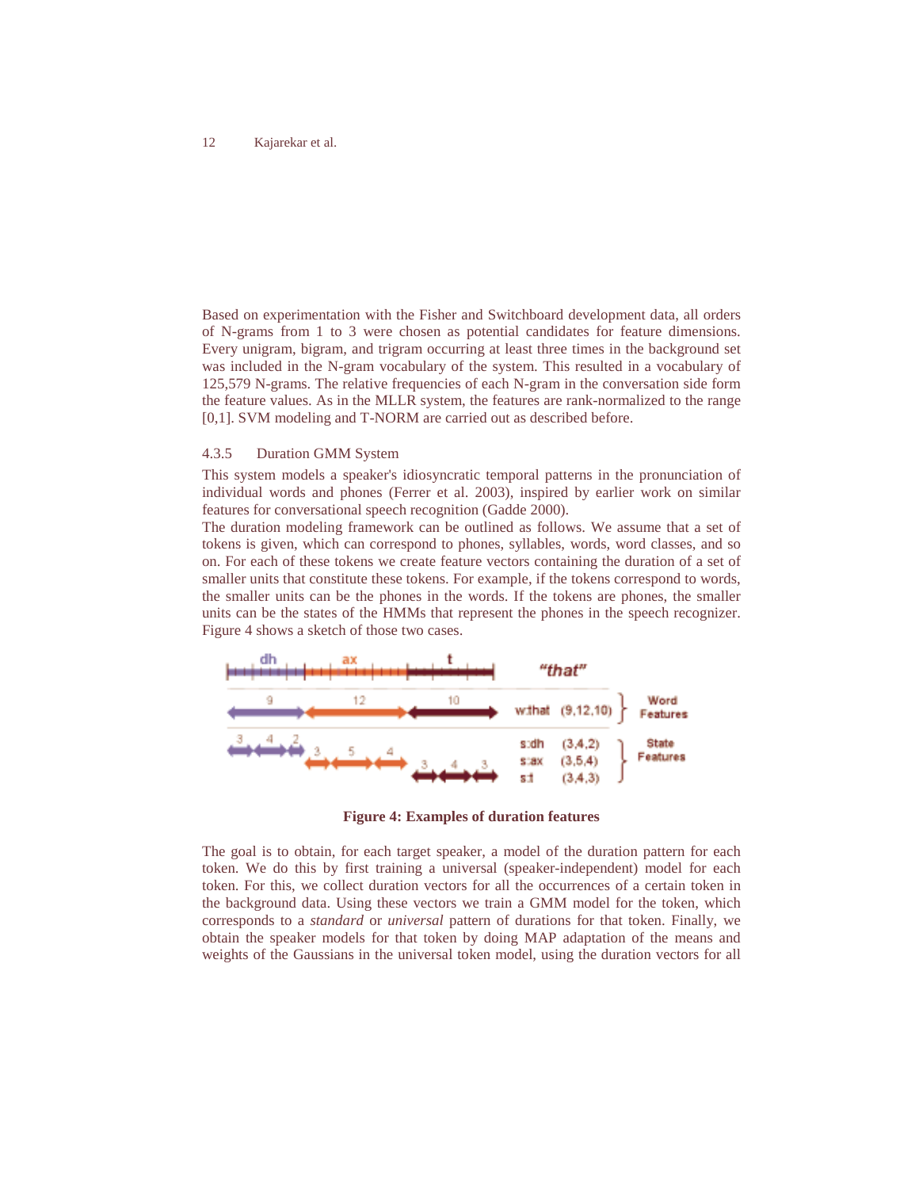Based on experimentation with the Fisher and Switchboard development data, all orders of N-grams from 1 to 3 were chosen as potential candidates for feature dimensions. Every unigram, bigram, and trigram occurring at least three times in the background set was included in the N-gram vocabulary of the system. This resulted in a vocabulary of 125,579 N-grams. The relative frequencies of each N-gram in the conversation side form the feature values. As in the MLLR system, the features are rank-normalized to the range [0,1]. SVM modeling and T-NORM are carried out as described before.

#### 4.3.5 Duration GMM System

This system models a speaker's idiosyncratic temporal patterns in the pronunciation of individual words and phones (Ferrer et al. 2003), inspired by earlier work on similar features for conversational speech recognition (Gadde 2000).

The duration modeling framework can be outlined as follows. We assume that a set of tokens is given, which can correspond to phones, syllables, words, word classes, and so on. For each of these tokens we create feature vectors containing the duration of a set of smaller units that constitute these tokens. For example, if the tokens correspond to words, the smaller units can be the phones in the words. If the tokens are phones, the smaller units can be the states of the HMMs that represent the phones in the speech recognizer. Figure 4 shows a sketch of those two cases.

**Figure 4: Examples of duration features**

The goal is to obtain, for each target speaker, a model of the duration pattern for each token. We do this by first training a universal (speaker-independent) model for each token. For this, we collect duration vectors for all the occurrences of a certain token in the background data. Using these vectors we train a GMM model for the token, which corresponds to a *standard* or *universal* pattern of durations for that token. Finally, we obtain the speaker models for that token by doing MAP adaptation of the means and weights of the Gaussians in the universal token model, using the duration vectors for all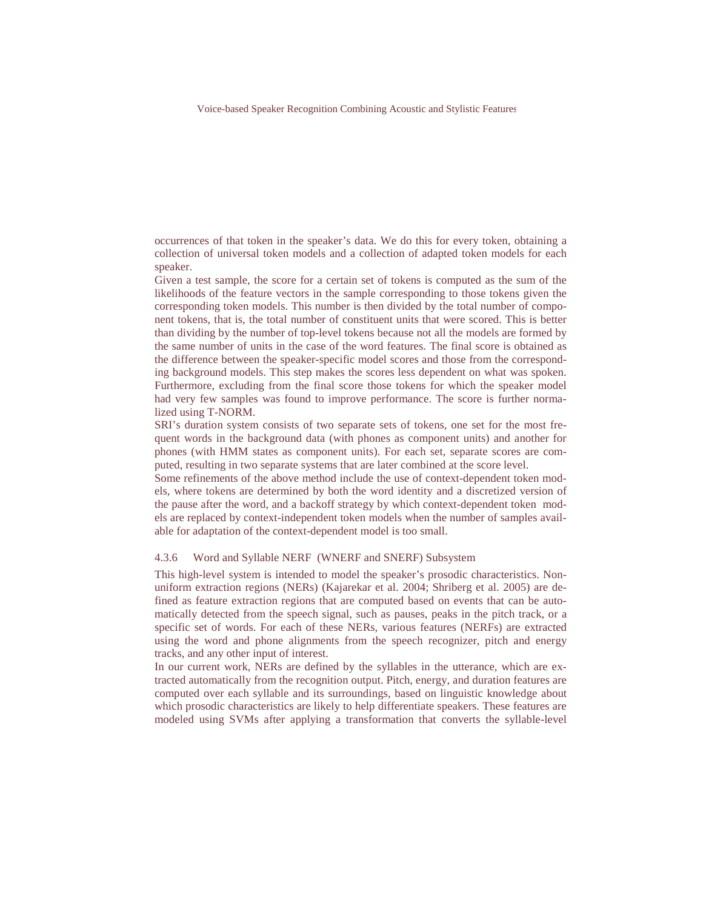occurrences of that token in the speaker's data. We do this for every token, obtaining a collection of universal token models and a collection of adapted token models for each speaker.

Given a test sample, the score for a certain set of tokens is computed as the sum of the likelihoods of the feature vectors in the sample corresponding to those tokens given the corresponding token models. This number is then divided by the total number of component tokens, that is, the total number of constituent units that were scored. This is better than dividing by the number of top-level tokens because not all the models are formed by the same number of units in the case of the word features. The final score is obtained as the difference between the speaker-specific model scores and those from the corresponding background models. This step makes the scores less dependent on what was spoken. Furthermore, excluding from the final score those tokens for which the speaker model had very few samples was found to improve performance. The score is further normalized using T-NORM.

SRI's duration system consists of two separate sets of tokens, one set for the most frequent words in the background data (with phones as component units) and another for phones (with HMM states as component units). For each set, separate scores are computed, resulting in two separate systems that are later combined at the score level.

Some refinements of the above method include the use of context-dependent token models, where tokens are determined by both the word identity and a discretized version of the pause after the word, and a backoff strategy by which context-dependent token models are replaced by context-independent token models when the number of samples available for adaptation of the context-dependent model is too small.

### 4.3.6 Word and Syllable NERF (WNERF and SNERF) Subsystem

This high-level system is intended to model the speaker's prosodic characteristics. Nonuniform extraction regions (NERs) (Kajarekar et al. 2004; Shriberg et al. 2005) are defined as feature extraction regions that are computed based on events that can be automatically detected from the speech signal, such as pauses, peaks in the pitch track, or a specific set of words. For each of these NERs, various features (NERFs) are extracted using the word and phone alignments from the speech recognizer, pitch and energy tracks, and any other input of interest.

In our current work, NERs are defined by the syllables in the utterance, which are extracted automatically from the recognition output. Pitch, energy, and duration features are computed over each syllable and its surroundings, based on linguistic knowledge about which prosodic characteristics are likely to help differentiate speakers. These features are modeled using SVMs after applying a transformation that converts the syllable-level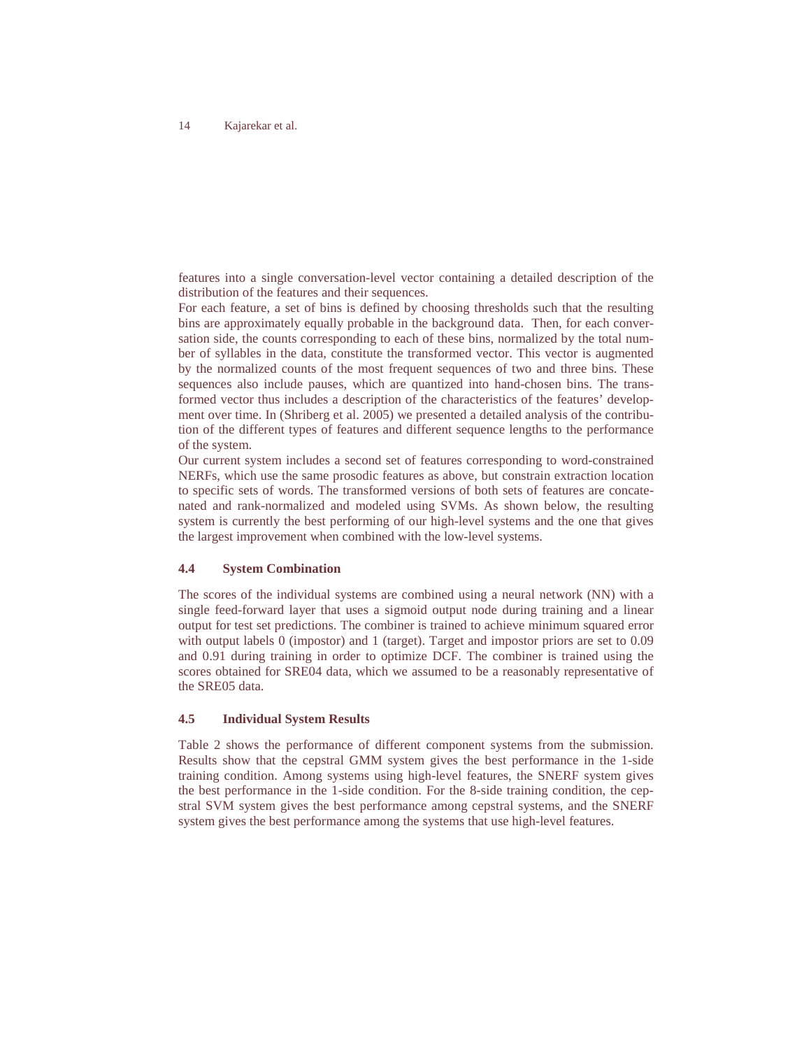features into a single conversation-level vector containing a detailed description of the distribution of the features and their sequences.

For each feature, a set of bins is defined by choosing thresholds such that the resulting bins are approximately equally probable in the background data. Then, for each conversation side, the counts corresponding to each of these bins, normalized by the total number of syllables in the data, constitute the transformed vector. This vector is augmented by the normalized counts of the most frequent sequences of two and three bins. These sequences also include pauses, which are quantized into hand-chosen bins. The transformed vector thus includes a description of the characteristics of the features' development over time. In (Shriberg et al. 2005) we presented a detailed analysis of the contribution of the different types of features and different sequence lengths to the performance of the system.

Our current system includes a second set of features corresponding to word-constrained NERFs, which use the same prosodic features as above, but constrain extraction location to specific sets of words. The transformed versions of both sets of features are concatenated and rank-normalized and modeled using SVMs. As shown below, the resulting system is currently the best performing of our high-level systems and the one that gives the largest improvement when combined with the low-level systems.

### 4.4 System Combination

The scores of the individual systems are combined using a neural network (NN) with a single feed-forward layer that uses a sigmoid output node during training and a linear output for test set predictions. The combiner is trained to achieve minimum squared error with output labels 0 (impostor) and 1 (target). Target and impostor priors are set to 0.09 and 0.91 during training in order to optimize DCF. The combiner is trained using the scores obtained for SRE04 data, which we assumed to be a reasonably representative of the SRE05 data.

### 4.5 Individual System Results

Table 2 shows the performance of different component systems from the submission. Results show that the cepstral GMM system gives the best performance in the 1-side training condition. Among systems using high-level features, the SNERF system gives the best performance in the 1-side condition. For the 8-side training condition, the cepstral SVM system gives the best performance among cepstral systems, and the SNERF system gives the best performance among the systems that use high-level features.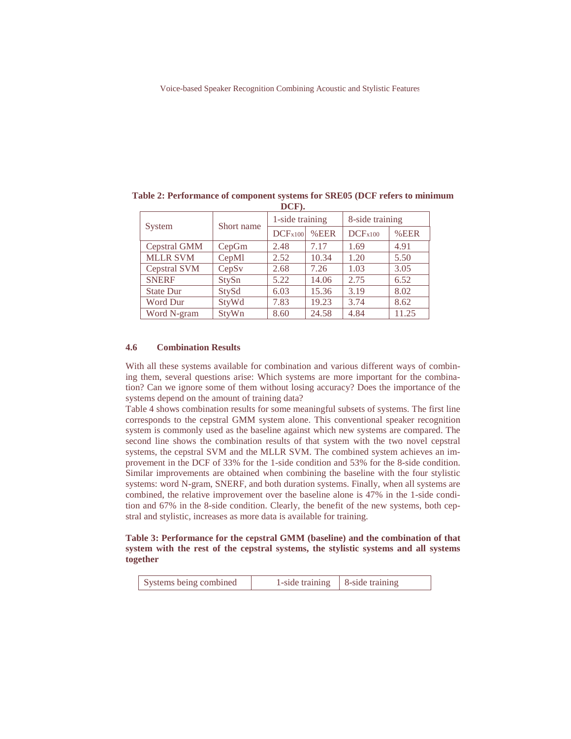**Table 2: Performance of component systems for SRE05 (DCF refers to minimum DCF).**

| System | Short name | 1-side training | | 8-side training | |
|---|---|---|---|---|---|
| | | $DCF_{x100}$ | %EER | $DCF_{x100}$ | %EER |
| Cepstral GMM | CepGm | 2.48 | 7.17 | 1.69 | 4.91 |
| MLLR SVM | CepMl | 2.52 | 10.34 | 1.20 | 5.50 |
| Cepstral SVM | CepSv | 2.68 | 7.26 | 1.03 | 3.05 |
| SNERF | StySn | 5.22 | 14.06 | 2.75 | 6.52 |
| State Dur | StySd | 6.03 | 15.36 | 3.19 | 8.02 |
| Word Dur | StyWd | 7.83 | 19.23 | 3.74 | 8.62 |
| Word N-gram | StyWn | 8.60 | 24.58 | 4.84 | 11.25 |

### 4.6 Combination Results

With all these systems available for combination and various different ways of combining them, several questions arise: Which systems are more important for the combination? Can we ignore some of them without losing accuracy? Does the importance of the systems depend on the amount of training data?

Table 4 shows combination results for some meaningful subsets of systems. The first line corresponds to the cepstral GMM system alone. This conventional speaker recognition system is commonly used as the baseline against which new systems are compared. The second line shows the combination results of that system with the two novel cepstral systems, the cepstral SVM and the MLLR SVM. The combined system achieves an improvement in the DCF of 33% for the 1-side condition and 53% for the 8-side condition. Similar improvements are obtained when combining the baseline with the four stylistic systems: word N-gram, SNERF, and both duration systems. Finally, when all systems are combined, the relative improvement over the baseline alone is 47% in the 1-side condition and 67% in the 8-side condition. Clearly, the benefit of the new systems, both cepstral and stylistic, increases as more data is available for training.

**Table 3: Performance for the cepstral GMM (baseline) and the combination of that system with the rest of the cepstral systems, the stylistic systems and all systems together**

| Systems being combined | 1-side training | 8-side training |
|---|---|---|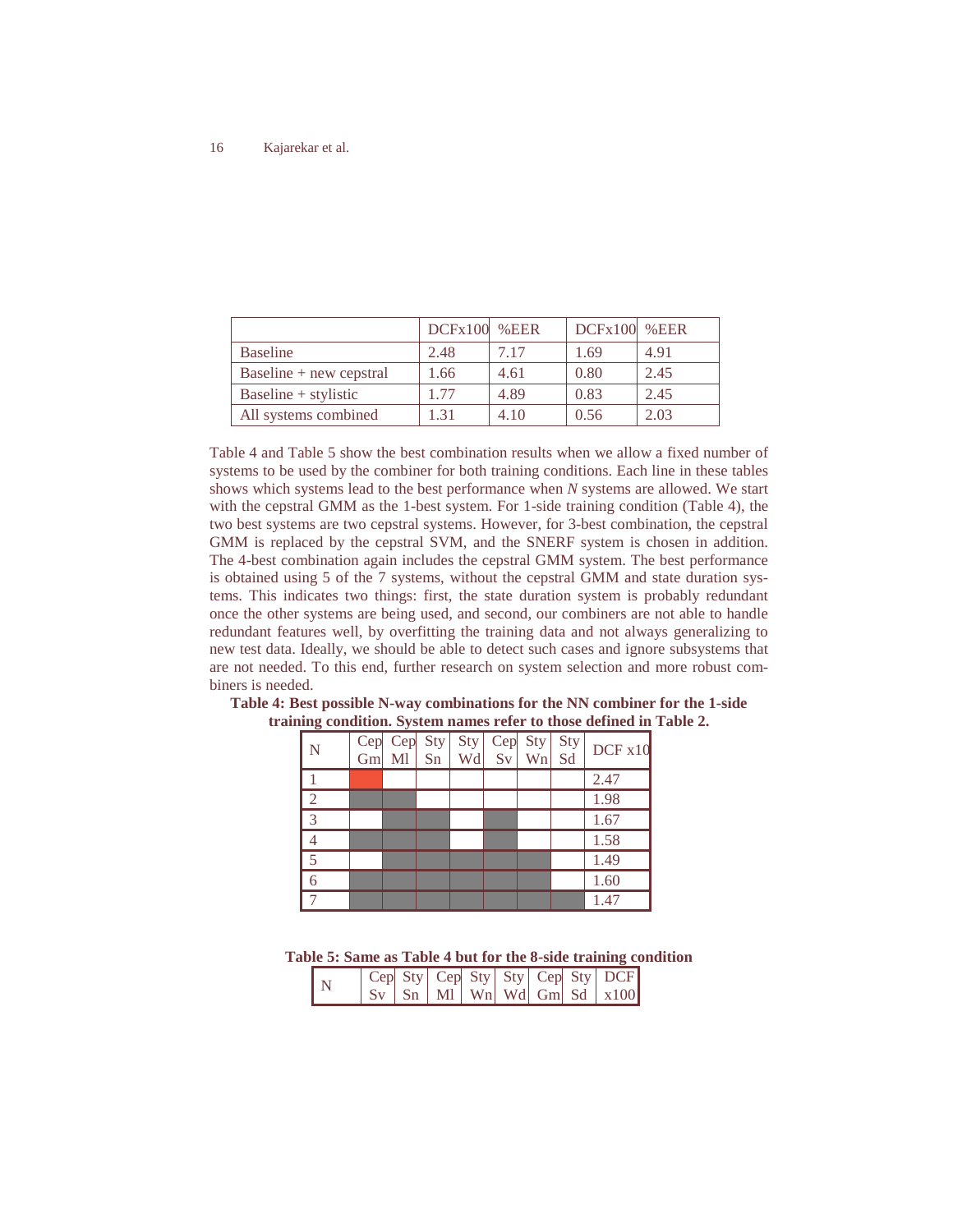| | DCFx100 | %EER | DCFx100 | %EER |
|---|---|---|---|---|
| Baseline | 2.48 | 7.17 | 1.69 | 4.91 |
| Baseline + new cepstral | 1.66 | 4.61 | 0.80 | 2.45 |
| Baseline + stylistic | 1.77 | 4.89 | 0.83 | 2.45 |
| All systems combined | 1.31 | 4.10 | 0.56 | 2.03 |

Table 4 and Table 5 show the best combination results when we allow a fixed number of systems to be used by the combiner for both training conditions. Each line in these tables shows which systems lead to the best performance when *N* systems are allowed. We start with the cepstral GMM as the 1-best system. For 1-side training condition (Table 4), the two best systems are two cepstral systems. However, for 3-best combination, the cepstral GMM is replaced by the cepstral SVM, and the SNERF system is chosen in addition. The 4-best combination again includes the cepstral GMM system. The best performance is obtained using 5 of the 7 systems, without the cepstral GMM and state duration systems. This indicates two things: first, the state duration system is probably redundant once the other systems are being used, and second, our combiners are not able to handle redundant features well, by overfitting the training data and not always generalizing to new test data. Ideally, we should be able to detect such cases and ignore subsystems that are not needed. To this end, further research on system selection and more robust combiners is needed.

**Table 4: Best possible N-way combinations for the NN combiner for the 1-side training condition. System names refer to those defined in Table 2.**

| N | Cep Gm | Cep Ml | Sty Sn | Sty Wd | Cep Sv | Sty Wn | Sty Sd | DCF x10 |
|---|---|---|---|---|---|---|---|---|
| 1 | ■ | | | | | | | 2.47 |
| 2 | ■ | ■ | | | | | | 1.98 |
| 3 | | ■ | ■ | | ■ | | | 1.67 |
| 4 | ■ | ■ | ■ | | ■ | | | 1.58 |
| 5 | | ■ | ■ | ■ | ■ | ■ | | 1.49 |
| 6 | ■ | ■ | ■ | ■ | ■ | ■ | | 1.60 |
| 7 | ■ | ■ | ■ | ■ | ■ | ■ | ■ | 1.47 |

**Table 5: Same as Table 4 but for the 8-side training condition**

| N | Cep Sv | Sty Sn | Cep Ml | Sty Wn | Sty Wd | Cep Gm | Sty Sd | DCF x100 |
|---|---|---|---|---|---|---|---|---|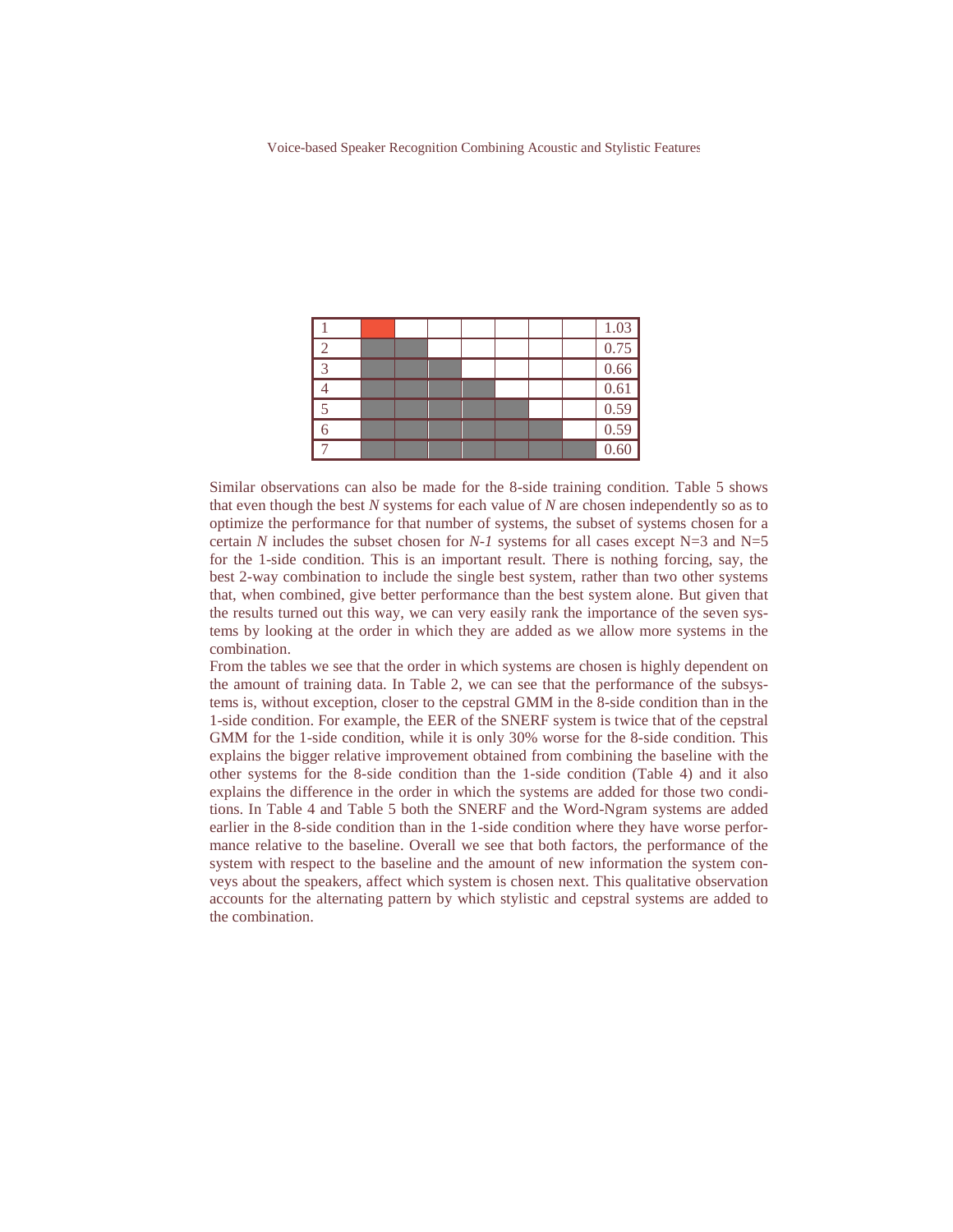| | | | | | | | | |
|---|---|---|---|---|---|---|---|---|
| 1 | ■ | | | | | | | 1.03 |
| 2 | ■ | ■ | | | | | | 0.75 |
| 3 | ■ | ■ | ■ | | | | | 0.66 |
| 4 | ■ | ■ | ■ | ■ | | | | 0.61 |
| 5 | ■ | ■ | ■ | ■ | ■ | | | 0.59 |
| 6 | ■ | ■ | ■ | ■ | ■ | ■ | | 0.59 |
| 7 | ■ | ■ | ■ | ■ | ■ | ■ | ■ | 0.60 |

Similar observations can also be made for the 8-side training condition. Table 5 shows that even though the best *N* systems for each value of *N* are chosen independently so as to optimize the performance for that number of systems, the subset of systems chosen for a certain *N* includes the subset chosen for *N-1* systems for all cases except N=3 and N=5 for the 1-side condition. This is an important result. There is nothing forcing, say, the best 2-way combination to include the single best system, rather than two other systems that, when combined, give better performance than the best system alone. But given that the results turned out this way, we can very easily rank the importance of the seven systems by looking at the order in which they are added as we allow more systems in the combination.

From the tables we see that the order in which systems are chosen is highly dependent on the amount of training data. In Table 2, we can see that the performance of the subsystems is, without exception, closer to the cepstral GMM in the 8-side condition than in the 1-side condition. For example, the EER of the SNERF system is twice that of the cepstral GMM for the 1-side condition, while it is only 30% worse for the 8-side condition. This explains the bigger relative improvement obtained from combining the baseline with the other systems for the 8-side condition than the 1-side condition (Table 4) and it also explains the difference in the order in which the systems are added for those two conditions. In Table 4 and Table 5 both the SNERF and the Word-Ngram systems are added earlier in the 8-side condition than in the 1-side condition where they have worse performance relative to the baseline. Overall we see that both factors, the performance of the system with respect to the baseline and the amount of new information the system conveys about the speakers, affect which system is chosen next. This qualitative observation accounts for the alternating pattern by which stylistic and cepstral systems are added to the combination.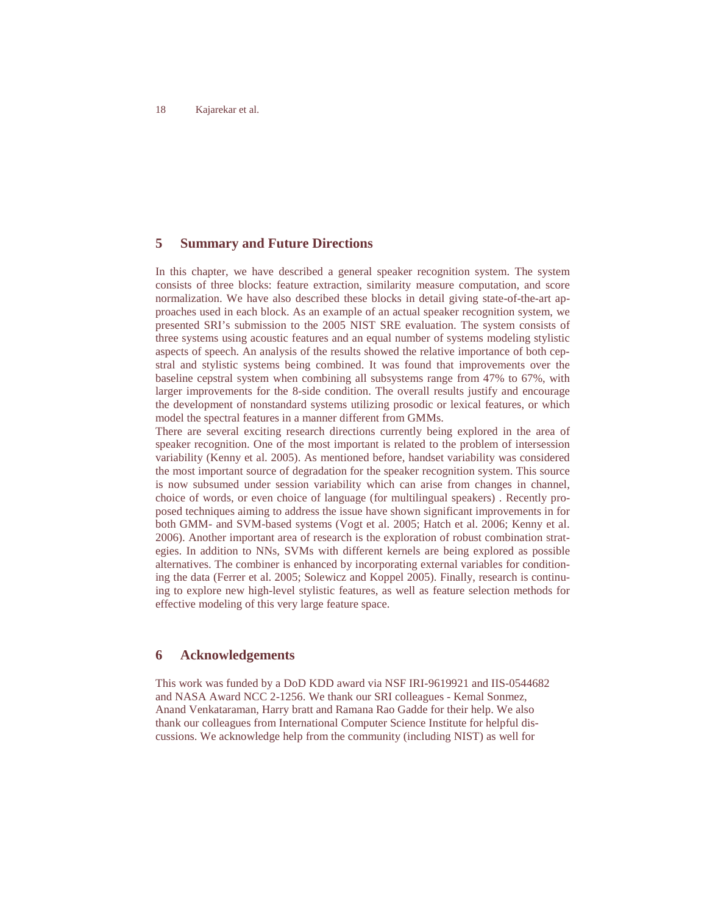## 5 Summary and Future Directions

In this chapter, we have described a general speaker recognition system. The system consists of three blocks: feature extraction, similarity measure computation, and score normalization. We have also described these blocks in detail giving state-of-the-art approaches used in each block. As an example of an actual speaker recognition system, we presented SRI's submission to the 2005 NIST SRE evaluation. The system consists of three systems using acoustic features and an equal number of systems modeling stylistic aspects of speech. An analysis of the results showed the relative importance of both cepstral and stylistic systems being combined. It was found that improvements over the baseline cepstral system when combining all subsystems range from 47% to 67%, with larger improvements for the 8-side condition. The overall results justify and encourage the development of nonstandard systems utilizing prosodic or lexical features, or which model the spectral features in a manner different from GMMs.

There are several exciting research directions currently being explored in the area of speaker recognition. One of the most important is related to the problem of intersession variability (Kenny et al. 2005). As mentioned before, handset variability was considered the most important source of degradation for the speaker recognition system. This source is now subsumed under session variability which can arise from changes in channel, choice of words, or even choice of language (for multilingual speakers) . Recently proposed techniques aiming to address the issue have shown significant improvements in for both GMM- and SVM-based systems (Vogt et al. 2005; Hatch et al. 2006; Kenny et al. 2006). Another important area of research is the exploration of robust combination strategies. In addition to NNs, SVMs with different kernels are being explored as possible alternatives. The combiner is enhanced by incorporating external variables for conditioning the data (Ferrer et al. 2005; Solewicz and Koppel 2005). Finally, research is continuing to explore new high-level stylistic features, as well as feature selection methods for effective modeling of this very large feature space.

## 6 Acknowledgements

This work was funded by a DoD KDD award via NSF IRI-9619921 and IIS-0544682 and NASA Award NCC 2-1256. We thank our SRI colleagues - Kemal Sonmez, Anand Venkataraman, Harry bratt and Ramana Rao Gadde for their help. We also thank our colleagues from International Computer Science Institute for helpful discussions. We acknowledge help from the community (including NIST) as well for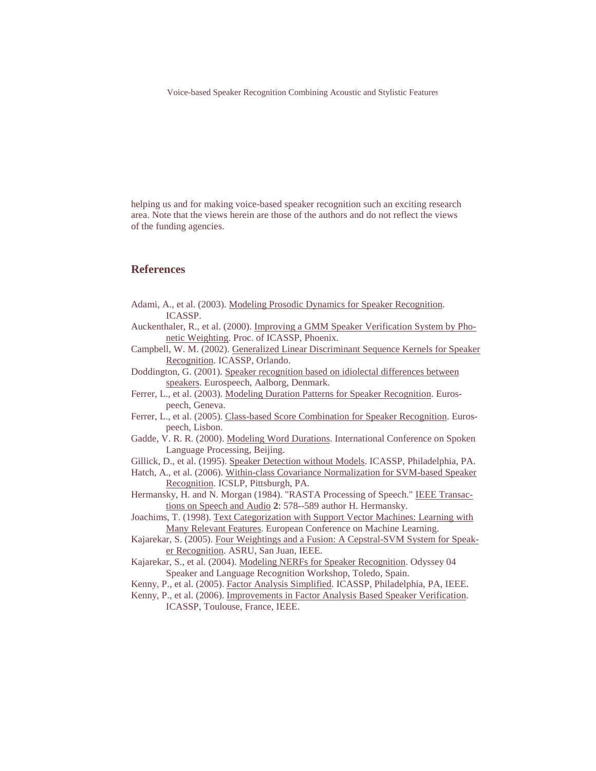helping us and for making voice-based speaker recognition such an exciting research area. Note that the views herein are those of the authors and do not reflect the views of the funding agencies.

## References

Adami, A., et al. (2003). Modeling Prosodic Dynamics for Speaker Recognition. ICASSP.

Auckenthaler, R., et al. (2000). Improving a GMM Speaker Verification System by Phonetic Weighting. Proc. of ICASSP, Phoenix.

Campbell, W. M. (2002). Generalized Linear Discriminant Sequence Kernels for Speaker Recognition. ICASSP, Orlando.

Doddington, G. (2001). Speaker recognition based on idiolectal differences between speakers. Eurospeech, Aalborg, Denmark.

Ferrer, L., et al. (2003). Modeling Duration Patterns for Speaker Recognition. Eurospeech, Geneva.

Ferrer, L., et al. (2005). Class-based Score Combination for Speaker Recognition. Eurospeech, Lisbon.

Gadde, V. R. R. (2000). Modeling Word Durations. International Conference on Spoken Language Processing, Beijing.

Gillick, D., et al. (1995). Speaker Detection without Models. ICASSP, Philadelphia, PA.

Hatch, A., et al. (2006). Within-class Covariance Normalization for SVM-based Speaker Recognition. ICSLP, Pittsburgh, PA.

Hermansky, H. and N. Morgan (1984). "RASTA Processing of Speech." IEEE Transactions on Speech and Audio **2**: 578--589 author H. Hermansky.

Joachims, T. (1998). Text Categorization with Support Vector Machines: Learning with Many Relevant Features. European Conference on Machine Learning.

Kajarekar, S. (2005). Four Weightings and a Fusion: A Cepstral-SVM System for Speaker Recognition. ASRU, San Juan, IEEE.

Kajarekar, S., et al. (2004). Modeling NERFs for Speaker Recognition. Odyssey 04 Speaker and Language Recognition Workshop, Toledo, Spain.

Kenny, P., et al. (2005). Factor Analysis Simplified. ICASSP, Philadelphia, PA, IEEE.

Kenny, P., et al. (2006). Improvements in Factor Analysis Based Speaker Verification. ICASSP, Toulouse, France, IEEE.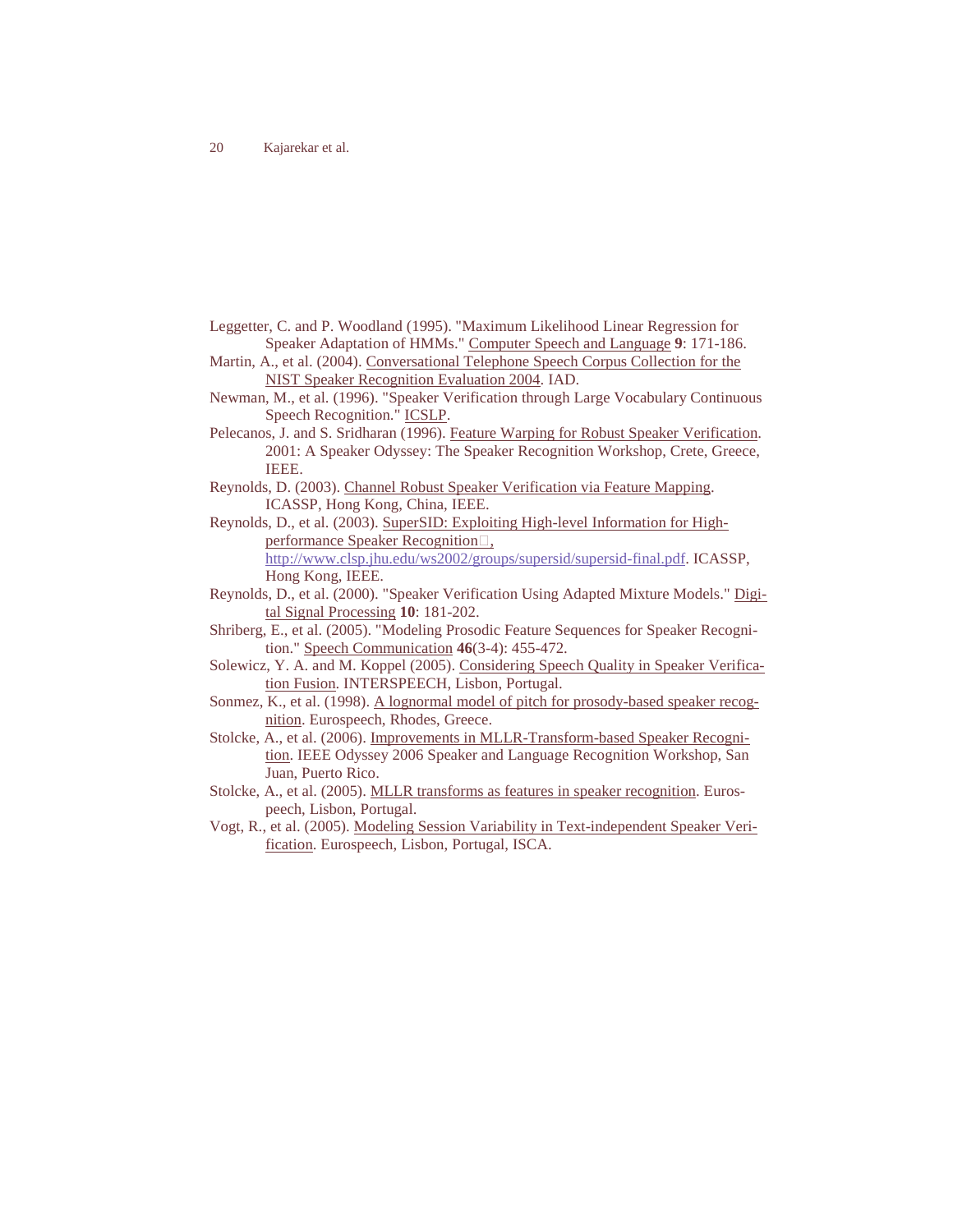Leggetter, C. and P. Woodland (1995). "Maximum Likelihood Linear Regression for Speaker Adaptation of HMMs." Computer Speech and Language **9**: 171-186.

Martin, A., et al. (2004). Conversational Telephone Speech Corpus Collection for the NIST Speaker Recognition Evaluation 2004. IAD.

Newman, M., et al. (1996). "Speaker Verification through Large Vocabulary Continuous Speech Recognition." ICSLP.

Pelecanos, J. and S. Sridharan (1996). Feature Warping for Robust Speaker Verification. 2001: A Speaker Odyssey: The Speaker Recognition Workshop, Crete, Greece, IEEE.

Reynolds, D. (2003). Channel Robust Speaker Verification via Feature Mapping. ICASSP, Hong Kong, China, IEEE.

Reynolds, D., et al. (2003). SuperSID: Exploiting High-level Information for High-performance Speaker Recognition, http://www.clsp.jhu.edu/ws2002/groups/supersid/supersid-final.pdf. ICASSP, Hong Kong, IEEE.

Reynolds, D., et al. (2000). "Speaker Verification Using Adapted Mixture Models." Digital Signal Processing **10**: 181-202.

Shriberg, E., et al. (2005). "Modeling Prosodic Feature Sequences for Speaker Recognition." Speech Communication **46**(3-4): 455-472.

Solewicz, Y. A. and M. Koppel (2005). Considering Speech Quality in Speaker Verification Fusion. INTERSPEECH, Lisbon, Portugal.

Sonmez, K., et al. (1998). A lognormal model of pitch for prosody-based speaker recognition. Eurospeech, Rhodes, Greece.

Stolcke, A., et al. (2006). Improvements in MLLR-Transform-based Speaker Recognition. IEEE Odyssey 2006 Speaker and Language Recognition Workshop, San Juan, Puerto Rico.

Stolcke, A., et al. (2005). MLLR transforms as features in speaker recognition. Eurospeech, Lisbon, Portugal.

Vogt, R., et al. (2005). Modeling Session Variability in Text-independent Speaker Verification. Eurospeech, Lisbon, Portugal, ISCA.